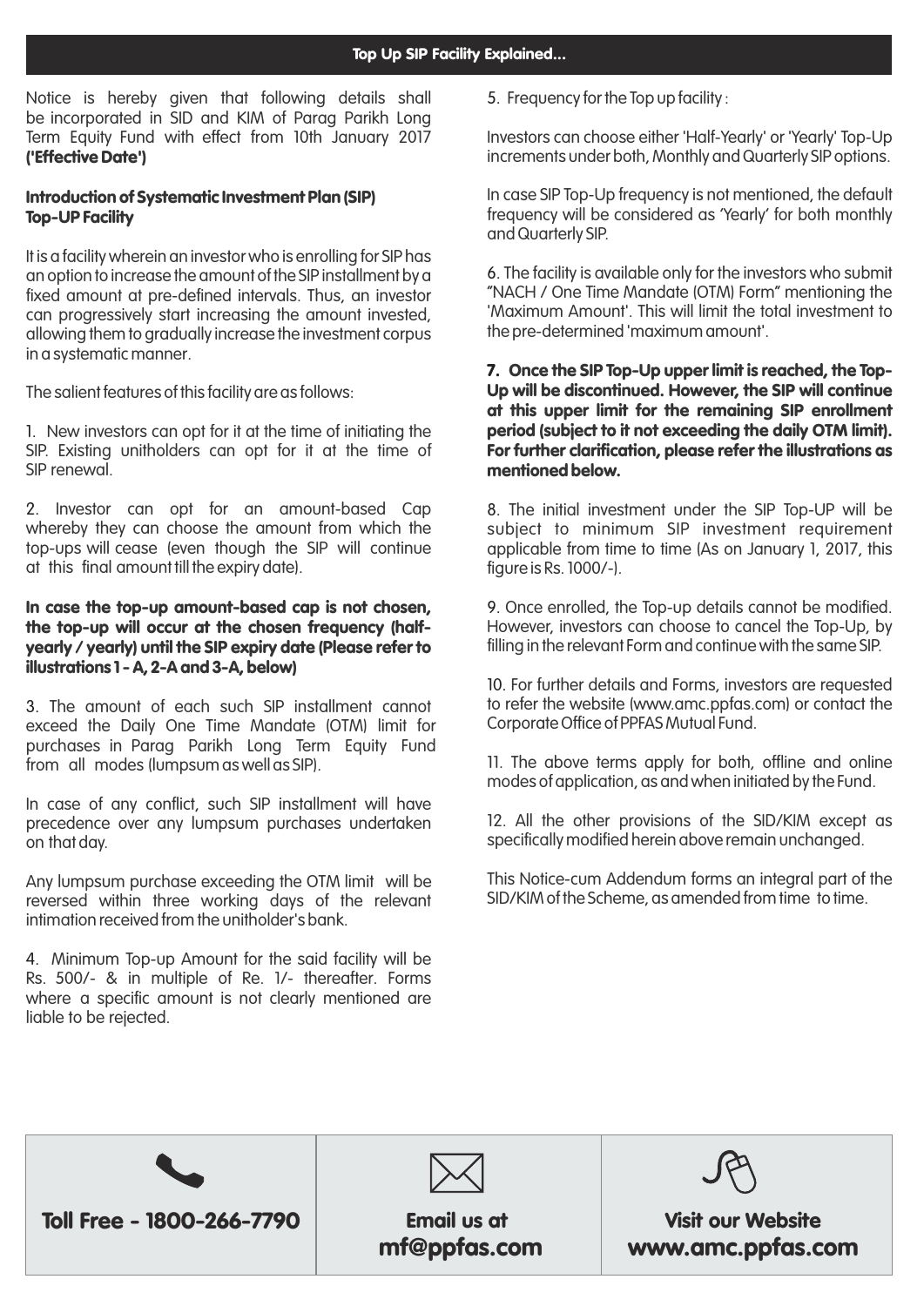# Top Up SIP Facility Explained...

Notice is hereby given that following details shall be incorporated in SID and KIM of Parag Parikh Long Term Equity Fund with effect from 10th January 2017 **('Effective Date')**

## Introduction of Systematic Investment Plan (SIP) Top-UP Facility

It is a facility wherein an investor who is enrolling for SIP has an option to increase the amount of the SIP installment by a fixed amount at pre-defined intervals. Thus, an investor can progressively start increasing the amount invested, allowing them to gradually increase the investment corpus in a systematic manner.

The salient features of this facility are as follows:

1. New investors can opt for it at the time of initiating the SIP. Existing unitholders can opt for it at the time of SIP renewal.

2. Investor can opt for an amount-based Cap whereby they can choose the amount from which the top-ups will cease (even though the SIP will continue at this final amount till the expiry date).

**In case the top-up amount-based cap is not chosen, the top-up will occur at the chosen frequency (half-yearly / yearly) until the SIP expiry date (Please refer to illustrations 1 - A, 2-A and 3-A, below)**

3. The amount of each such SIP installment cannot exceed the Daily One Time Mandate (OTM) limit for purchases in Parag Parikh Long Term Equity Fund from all modes (lumpsum as well as SIP).

In case of any conflict, such SIP installment will have precedence over any lumpsum purchases undertaken on that day.

Any lumpsum purchase exceeding the OTM limit will be reversed within three working days of the relevant intimation received from the unitholder's bank.

4. Minimum Top-up Amount for the said facility will be Rs. 500/- & in multiple of Re. 1/- thereafter. Forms where a specific amount is not clearly mentioned are liable to be rejected.

5. Frequency for the Top up facility :

Investors can choose either 'Half-Yearly' or 'Yearly' Top-Up increments under both, Monthly and Quarterly SIP options.

In case SIP Top-Up frequency is not mentioned, the default frequency will be considered as 'Yearly' for both monthly and Quarterly SIP.

6. The facility is available only for the investors who submit "NACH / One Time Mandate (OTM) Form" mentioning the 'Maximum Amount'. This will limit the total investment to the pre-determined 'maximum amount'.

**7. Once the SIP Top-Up upper limit is reached, the Top-Up will be discontinued. However, the SIP will continue at this upper limit for the remaining SIP enrollment period (subject to it not exceeding the daily OTM limit). For further clarification, please refer the illustrations as mentioned below.**

8. The initial investment under the SIP Top-UP will be subject to minimum SIP investment requirement applicable from time to time (As on January 1, 2017, this figure is Rs. 1000/-).

9. Once enrolled, the Top-up details cannot be modified. However, investors can choose to cancel the Top-Up, by filling in the relevant Form and continue with the same SIP.

10. For further details and Forms, investors are requested to refer the website (www.amc.ppfas.com) or contact the Corporate Office of PPFAS Mutual Fund.

11. The above terms apply for both, offline and online modes of application, as and when initiated by the Fund.

12. All the other provisions of the SID/KIM except as specifically modified herein above remain unchanged.

This Notice-cum Addendum forms an integral part of the SID/KIM of the Scheme, as amended from time to time.

| Toll Free - 1800-266-7790 | Email us at mf@ppfas.com | Visit our Website www.amc.ppfas.com |
|---|---|---|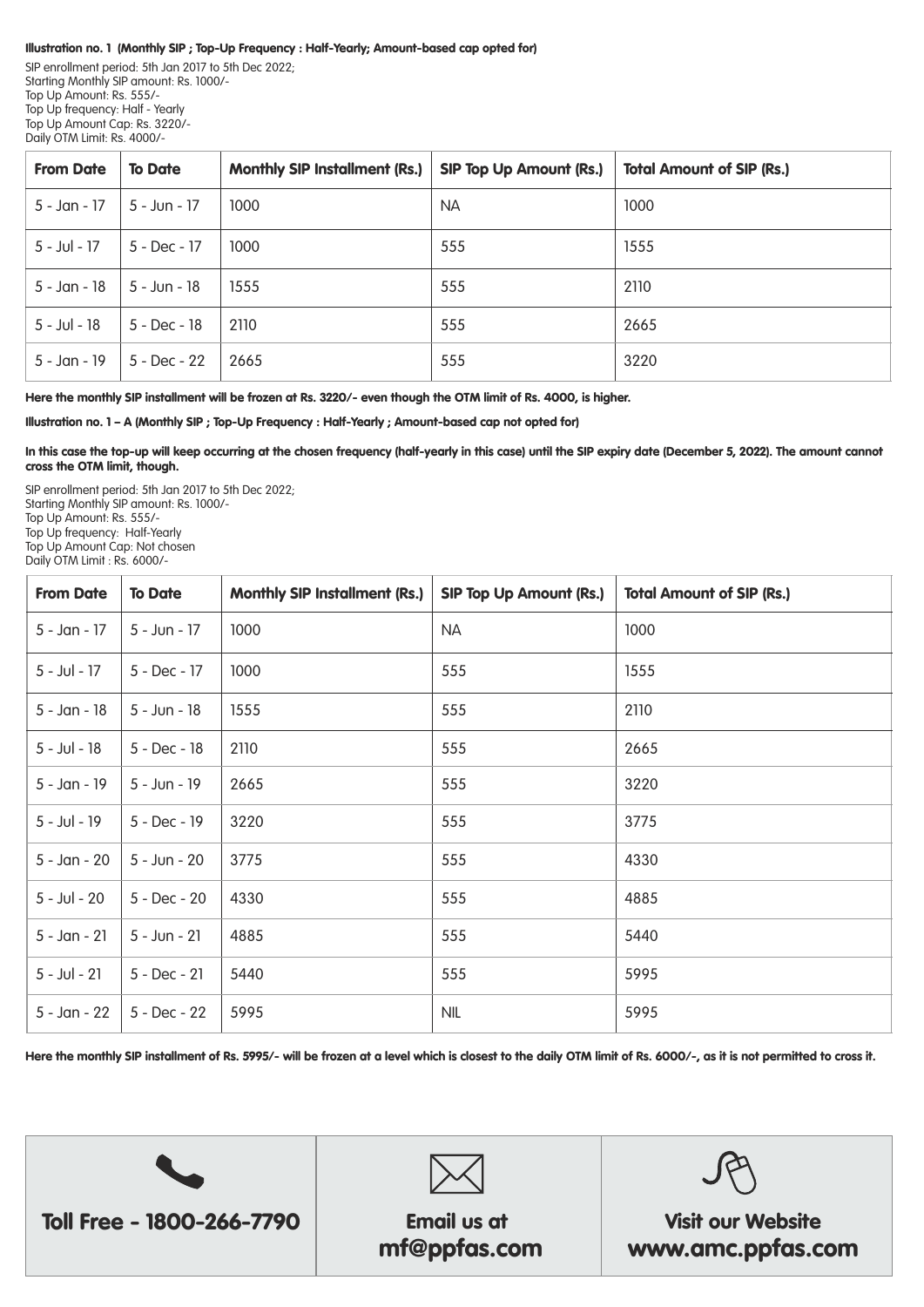**Illustration no. 1 (Monthly SIP ; Top-Up Frequency : Half-Yearly; Amount-based cap opted for)**

SIP enrollment period: 5th Jan 2017 to 5th Dec 2022;
Starting Monthly SIP amount: Rs. 1000/-
Top Up Amount: Rs. 555/-
Top Up frequency: Half - Yearly
Top Up Amount Cap: Rs. 3220/-
Daily OTM Limit: Rs. 4000/-

| From Date | To Date | Monthly SIP Installment (Rs.) | SIP Top Up Amount (Rs.) | Total Amount of SIP (Rs.) |
|---|---|---|---|---|
| 5 - Jan - 17 | 5 - Jun - 17 | 1000 | NA | 1000 |
| 5 - Jul - 17 | 5 - Dec - 17 | 1000 | 555 | 1555 |
| 5 - Jan - 18 | 5 - Jun - 18 | 1555 | 555 | 2110 |
| 5 - Jul - 18 | 5 - Dec - 18 | 2110 | 555 | 2665 |
| 5 - Jan - 19 | 5 - Dec - 22 | 2665 | 555 | 3220 |

**Here the monthly SIP installment will be frozen at Rs. 3220/- even though the OTM limit of Rs. 4000, is higher.**

**Illustration no. 1 – A (Monthly SIP ; Top-Up Frequency : Half-Yearly ; Amount-based cap not opted for)**

**In this case the top-up will keep occurring at the chosen frequency (half-yearly in this case) until the SIP expiry date (December 5, 2022). The amount cannot cross the OTM limit, though.**

SIP enrollment period: 5th Jan 2017 to 5th Dec 2022;
Starting Monthly SIP amount: Rs. 1000/-
Top Up Amount: Rs. 555/-
Top Up frequency: Half-Yearly
Top Up Amount Cap: Not chosen
Daily OTM Limit : Rs. 6000/-

| From Date | To Date | Monthly SIP Installment (Rs.) | SIP Top Up Amount (Rs.) | Total Amount of SIP (Rs.) |
|---|---|---|---|---|
| 5 - Jan - 17 | 5 - Jun - 17 | 1000 | NA | 1000 |
| 5 - Jul - 17 | 5 - Dec - 17 | 1000 | 555 | 1555 |
| 5 - Jan - 18 | 5 - Jun - 18 | 1555 | 555 | 2110 |
| 5 - Jul - 18 | 5 - Dec - 18 | 2110 | 555 | 2665 |
| 5 - Jan - 19 | 5 - Jun - 19 | 2665 | 555 | 3220 |
| 5 - Jul - 19 | 5 - Dec - 19 | 3220 | 555 | 3775 |
| 5 - Jan - 20 | 5 - Jun - 20 | 3775 | 555 | 4330 |
| 5 - Jul - 20 | 5 - Dec - 20 | 4330 | 555 | 4885 |
| 5 - Jan - 21 | 5 - Jun - 21 | 4885 | 555 | 5440 |
| 5 - Jul - 21 | 5 - Dec - 21 | 5440 | 555 | 5995 |
| 5 - Jan - 22 | 5 - Dec - 22 | 5995 | NIL | 5995 |

**Here the monthly SIP installment of Rs. 5995/- will be frozen at a level which is closest to the daily OTM limit of Rs. 6000/-, as it is not permitted to cross it.**

| Toll Free - 1800-266-7790 | Email us at mf@ppfas.com | Visit our Website www.amc.ppfas.com |
|---|---|---|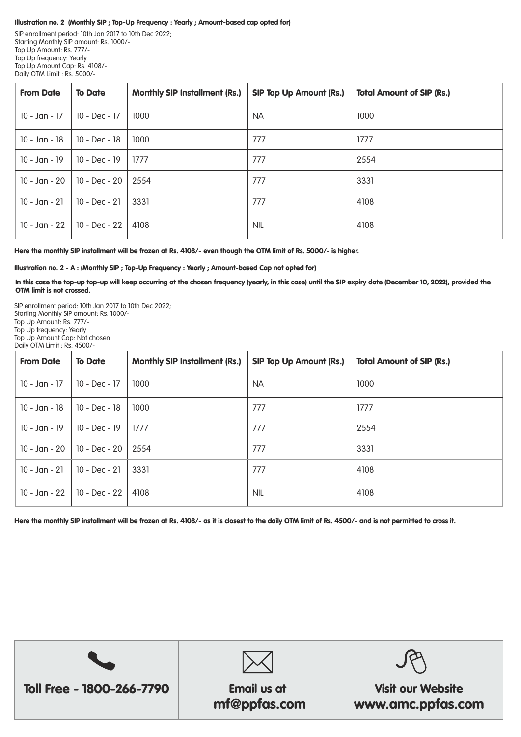**Illustration no. 2 (Monthly SIP ; Top-Up Frequency : Yearly ; Amount-based cap opted for)**

SIP enrollment period: 10th Jan 2017 to 10th Dec 2022;
Starting Monthly SIP amount: Rs. 1000/-
Top Up Amount: Rs. 777/-
Top Up frequency: Yearly
Top Up Amount Cap: Rs. 4108/-
Daily OTM Limit : Rs. 5000/-

| From Date | To Date | Monthly SIP Installment (Rs.) | SIP Top Up Amount (Rs.) | Total Amount of SIP (Rs.) |
|---|---|---|---|---|
| 10 - Jan - 17 | 10 - Dec - 17 | 1000 | NA | 1000 |
| 10 - Jan - 18 | 10 - Dec - 18 | 1000 | 777 | 1777 |
| 10 - Jan - 19 | 10 - Dec - 19 | 1777 | 777 | 2554 |
| 10 - Jan - 20 | 10 - Dec - 20 | 2554 | 777 | 3331 |
| 10 - Jan - 21 | 10 - Dec - 21 | 3331 | 777 | 4108 |
| 10 - Jan - 22 | 10 - Dec - 22 | 4108 | NIL | 4108 |

**Here the monthly SIP installment will be frozen at Rs. 4108/- even though the OTM limit of Rs. 5000/- is higher.**

**Illustration no. 2 - A : (Monthly SIP ; Top-Up Frequency : Yearly ; Amount-based Cap not opted for)**

**In this case the top-up top-up will keep occurring at the chosen frequency (yearly, in this case) until the SIP expiry date (December 10, 2022), provided the OTM limit is not crossed.**

SIP enrollment period: 10th Jan 2017 to 10th Dec 2022;
Starting Monthly SIP amount: Rs. 1000/-
Top Up Amount: Rs. 777/-
Top Up frequency: Yearly
Top Up Amount Cap: Not chosen
Daily OTM Limit : Rs. 4500/-

| From Date | To Date | Monthly SIP Installment (Rs.) | SIP Top Up Amount (Rs.) | Total Amount of SIP (Rs.) |
|---|---|---|---|---|
| 10 - Jan - 17 | 10 - Dec - 17 | 1000 | NA | 1000 |
| 10 - Jan - 18 | 10 - Dec - 18 | 1000 | 777 | 1777 |
| 10 - Jan - 19 | 10 - Dec - 19 | 1777 | 777 | 2554 |
| 10 - Jan - 20 | 10 - Dec - 20 | 2554 | 777 | 3331 |
| 10 - Jan - 21 | 10 - Dec - 21 | 3331 | 777 | 4108 |
| 10 - Jan - 22 | 10 - Dec - 22 | 4108 | NIL | 4108 |

**Here the monthly SIP installment will be frozen at Rs. 4108/- as it is closest to the daily OTM limit of Rs. 4500/- and is not permitted to cross it.**

| Toll Free - 1800-266-7790 | Email us at mf@ppfas.com | Visit our Website www.amc.ppfas.com |
|---|---|---|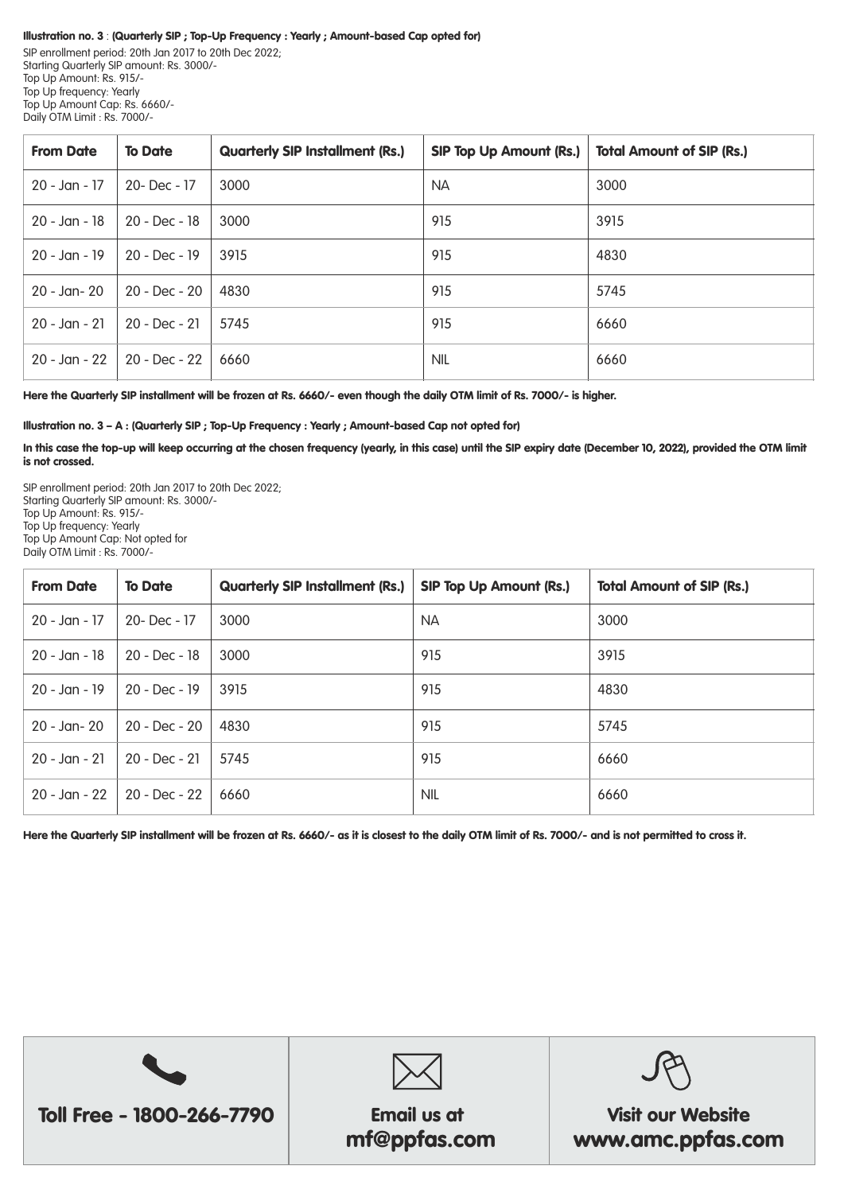**Illustration no. 3** : **(Quarterly SIP ; Top-Up Frequency : Yearly ; Amount-based Cap opted for)**

SIP enrollment period: 20th Jan 2017 to 20th Dec 2022;
Starting Quarterly SIP amount: Rs. 3000/-
Top Up Amount: Rs. 915/-
Top Up frequency: Yearly
Top Up Amount Cap: Rs. 6660/-
Daily OTM Limit : Rs. 7000/-

| From Date | To Date | Quarterly SIP Installment (Rs.) | SIP Top Up Amount (Rs.) | Total Amount of SIP (Rs.) |
|---|---|---|---|---|
| 20 - Jan - 17 | 20- Dec - 17 | 3000 | NA | 3000 |
| 20 - Jan - 18 | 20 - Dec - 18 | 3000 | 915 | 3915 |
| 20 - Jan - 19 | 20 - Dec - 19 | 3915 | 915 | 4830 |
| 20 - Jan- 20 | 20 - Dec - 20 | 4830 | 915 | 5745 |
| 20 - Jan - 21 | 20 - Dec - 21 | 5745 | 915 | 6660 |
| 20 - Jan - 22 | 20 - Dec - 22 | 6660 | NIL | 6660 |

**Here the Quarterly SIP installment will be frozen at Rs. 6660/- even though the daily OTM limit of Rs. 7000/- is higher.**

**Illustration no. 3 – A : (Quarterly SIP ; Top-Up Frequency : Yearly ; Amount-based Cap not opted for)**

**In this case the top-up will keep occurring at the chosen frequency (yearly, in this case) until the SIP expiry date (December 10, 2022), provided the OTM limit is not crossed.**

SIP enrollment period: 20th Jan 2017 to 20th Dec 2022;
Starting Quarterly SIP amount: Rs. 3000/-
Top Up Amount: Rs. 915/-
Top Up frequency: Yearly
Top Up Amount Cap: Not opted for
Daily OTM Limit : Rs. 7000/-

| From Date | To Date | Quarterly SIP Installment (Rs.) | SIP Top Up Amount (Rs.) | Total Amount of SIP (Rs.) |
|---|---|---|---|---|
| 20 - Jan - 17 | 20- Dec - 17 | 3000 | NA | 3000 |
| 20 - Jan - 18 | 20 - Dec - 18 | 3000 | 915 | 3915 |
| 20 - Jan - 19 | 20 - Dec - 19 | 3915 | 915 | 4830 |
| 20 - Jan- 20 | 20 - Dec - 20 | 4830 | 915 | 5745 |
| 20 - Jan - 21 | 20 - Dec - 21 | 5745 | 915 | 6660 |
| 20 - Jan - 22 | 20 - Dec - 22 | 6660 | NIL | 6660 |

**Here the Quarterly SIP installment will be frozen at Rs. 6660/- as it is closest to the daily OTM limit of Rs. 7000/- and is not permitted to cross it.**

**Toll Free - 1800-266-7790**

**Email us at mf@ppfas.com**

**Visit our Website www.amc.ppfas.com**